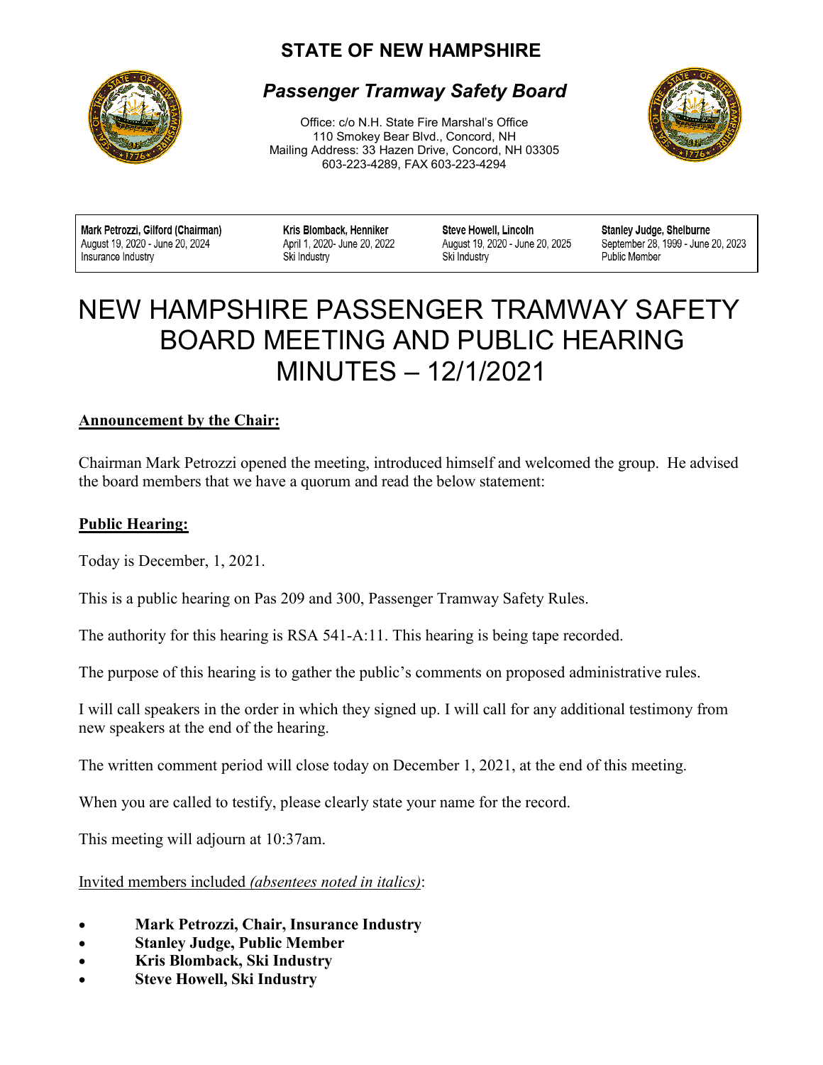# STATE OF NEW HAMPSHIRE

## *Passenger Tramway Safety Board*

Office: c/o N.H. State Fire Marshal's Office
110 Smokey Bear Blvd., Concord, NH
Mailing Address: 33 Hazen Drive, Concord, NH 03305
603-223-4289, FAX 603-223-4294

| **Mark Petrozzi, Gilford (Chairman)** | **Kris Blomback, Henniker** | **Steve Howell, Lincoln** | **Stanley Judge, Shelburne** |
|---|---|---|---|
| August 19, 2020 - June 20, 2024 | April 1, 2020- June 20, 2022 | August 19, 2020 - June 20, 2025 | September 28, 1999 - June 20, 2023 |
| Insurance Industry | Ski Industry | Ski Industry | Public Member |

# NEW HAMPSHIRE PASSENGER TRAMWAY SAFETY BOARD MEETING AND PUBLIC HEARING MINUTES – 12/1/2021

**Announcement by the Chair:**

Chairman Mark Petrozzi opened the meeting, introduced himself and welcomed the group. He advised the board members that we have a quorum and read the below statement:

**Public Hearing:**

Today is December, 1, 2021.

This is a public hearing on Pas 209 and 300, Passenger Tramway Safety Rules.

The authority for this hearing is RSA 541-A:11. This hearing is being tape recorded.

The purpose of this hearing is to gather the public's comments on proposed administrative rules.

I will call speakers in the order in which they signed up. I will call for any additional testimony from new speakers at the end of the hearing.

The written comment period will close today on December 1, 2021, at the end of this meeting.

When you are called to testify, please clearly state your name for the record.

This meeting will adjourn at 10:37am.

Invited members included *(absentees noted in italics)*:

- **Mark Petrozzi, Chair, Insurance Industry**
- **Stanley Judge, Public Member**
- **Kris Blomback, Ski Industry**
- **Steve Howell, Ski Industry**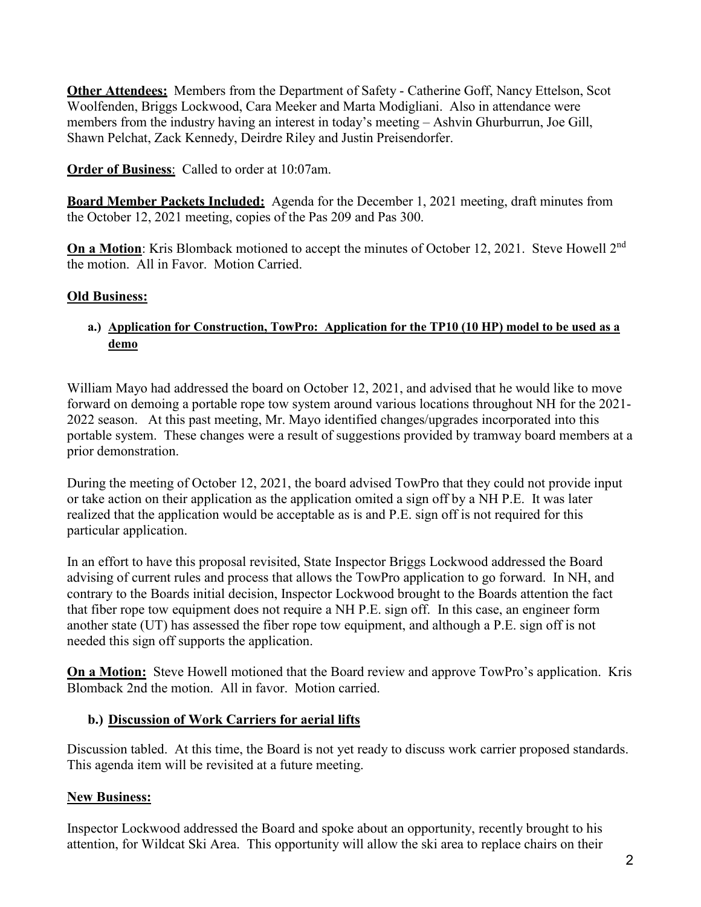**Other Attendees:** Members from the Department of Safety - Catherine Goff, Nancy Ettelson, Scot Woolfenden, Briggs Lockwood, Cara Meeker and Marta Modigliani. Also in attendance were members from the industry having an interest in today's meeting – Ashvin Ghurburrun, Joe Gill, Shawn Pelchat, Zack Kennedy, Deirdre Riley and Justin Preisendorfer.

**Order of Business**: Called to order at 10:07am.

**Board Member Packets Included:** Agenda for the December 1, 2021 meeting, draft minutes from the October 12, 2021 meeting, copies of the Pas 209 and Pas 300.

**On a Motion**: Kris Blomback motioned to accept the minutes of October 12, 2021. Steve Howell 2nd the motion. All in Favor. Motion Carried.

**Old Business:**

**a.) Application for Construction, TowPro: Application for the TP10 (10 HP) model to be used as a demo**

William Mayo had addressed the board on October 12, 2021, and advised that he would like to move forward on demoing a portable rope tow system around various locations throughout NH for the 2021-2022 season. At this past meeting, Mr. Mayo identified changes/upgrades incorporated into this portable system. These changes were a result of suggestions provided by tramway board members at a prior demonstration.

During the meeting of October 12, 2021, the board advised TowPro that they could not provide input or take action on their application as the application omited a sign off by a NH P.E. It was later realized that the application would be acceptable as is and P.E. sign off is not required for this particular application.

In an effort to have this proposal revisited, State Inspector Briggs Lockwood addressed the Board advising of current rules and process that allows the TowPro application to go forward. In NH, and contrary to the Boards initial decision, Inspector Lockwood brought to the Boards attention the fact that fiber rope tow equipment does not require a NH P.E. sign off. In this case, an engineer form another state (UT) has assessed the fiber rope tow equipment, and although a P.E. sign off is not needed this sign off supports the application.

**On a Motion:** Steve Howell motioned that the Board review and approve TowPro's application. Kris Blomback 2nd the motion. All in favor. Motion carried.

**b.) Discussion of Work Carriers for aerial lifts**

Discussion tabled. At this time, the Board is not yet ready to discuss work carrier proposed standards. This agenda item will be revisited at a future meeting.

**New Business:**

Inspector Lockwood addressed the Board and spoke about an opportunity, recently brought to his attention, for Wildcat Ski Area. This opportunity will allow the ski area to replace chairs on their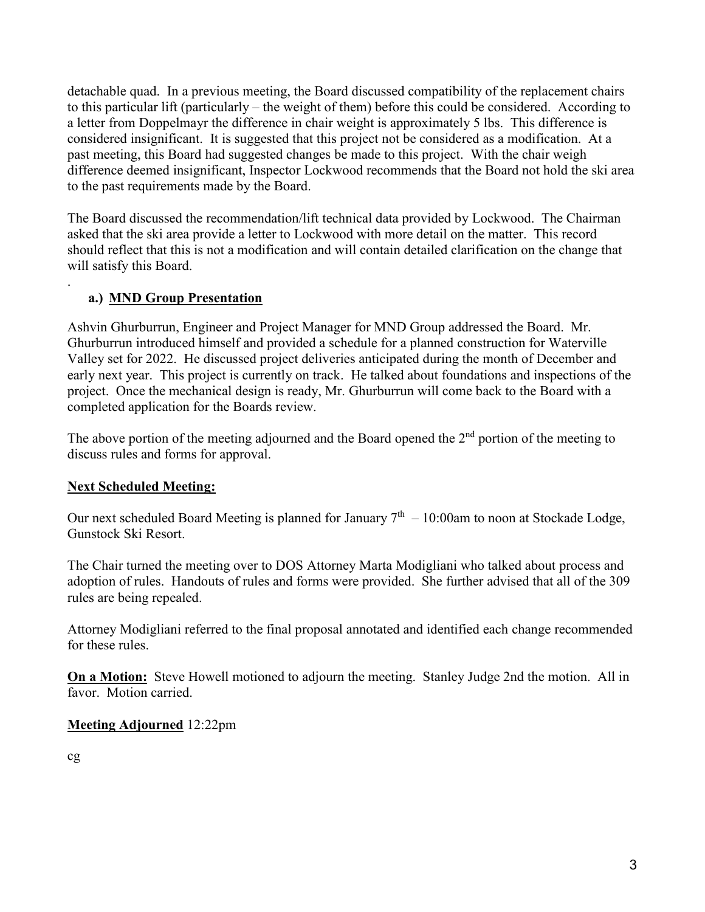detachable quad. In a previous meeting, the Board discussed compatibility of the replacement chairs to this particular lift (particularly – the weight of them) before this could be considered. According to a letter from Doppelmayr the difference in chair weight is approximately 5 lbs. This difference is considered insignificant. It is suggested that this project not be considered as a modification. At a past meeting, this Board had suggested changes be made to this project. With the chair weigh difference deemed insignificant, Inspector Lockwood recommends that the Board not hold the ski area to the past requirements made by the Board.

The Board discussed the recommendation/lift technical data provided by Lockwood. The Chairman asked that the ski area provide a letter to Lockwood with more detail on the matter. This record should reflect that this is not a modification and will contain detailed clarification on the change that will satisfy this Board.

.

**a.) MND Group Presentation**

Ashvin Ghurburrun, Engineer and Project Manager for MND Group addressed the Board. Mr. Ghurburrun introduced himself and provided a schedule for a planned construction for Waterville Valley set for 2022. He discussed project deliveries anticipated during the month of December and early next year. This project is currently on track. He talked about foundations and inspections of the project. Once the mechanical design is ready, Mr. Ghurburrun will come back to the Board with a completed application for the Boards review.

The above portion of the meeting adjourned and the Board opened the 2nd portion of the meeting to discuss rules and forms for approval.

**Next Scheduled Meeting:**

Our next scheduled Board Meeting is planned for January 7th – 10:00am to noon at Stockade Lodge, Gunstock Ski Resort.

The Chair turned the meeting over to DOS Attorney Marta Modigliani who talked about process and adoption of rules. Handouts of rules and forms were provided. She further advised that all of the 309 rules are being repealed.

Attorney Modigliani referred to the final proposal annotated and identified each change recommended for these rules.

**On a Motion:** Steve Howell motioned to adjourn the meeting. Stanley Judge 2nd the motion. All in favor. Motion carried.

**Meeting Adjourned** 12:22pm

cg